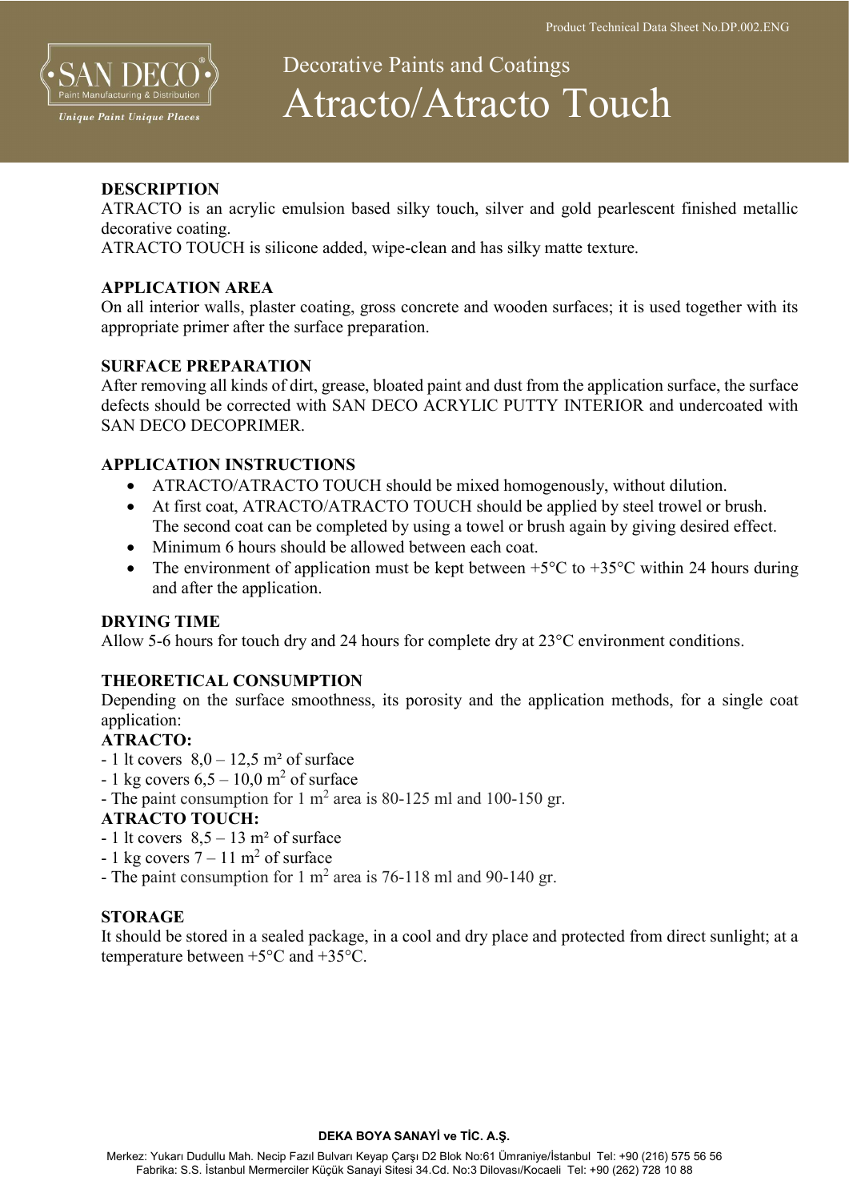SAN DECO®
Paint Manufacturing & Distribution
*Unique Paint Unique Places*

Product Technical Data Sheet No.DP.002.ENG

# Decorative Paints and Coatings
# Atracto/Atracto Touch

## DESCRIPTION

ATRACTO is an acrylic emulsion based silky touch, silver and gold pearlescent finished metallic decorative coating.

ATRACTO TOUCH is silicone added, wipe-clean and has silky matte texture.

## APPLICATION AREA

On all interior walls, plaster coating, gross concrete and wooden surfaces; it is used together with its appropriate primer after the surface preparation.

## SURFACE PREPARATION

After removing all kinds of dirt, grease, bloated paint and dust from the application surface, the surface defects should be corrected with SAN DECO ACRYLIC PUTTY INTERIOR and undercoated with SAN DECO DECOPRIMER.

## APPLICATION INSTRUCTIONS

- ATRACTO/ATRACTO TOUCH should be mixed homogenously, without dilution.
- At first coat, ATRACTO/ATRACTO TOUCH should be applied by steel trowel or brush. The second coat can be completed by using a towel or brush again by giving desired effect.
- Minimum 6 hours should be allowed between each coat.
- The environment of application must be kept between +5°C to +35°C within 24 hours during and after the application.

## DRYING TIME

Allow 5-6 hours for touch dry and 24 hours for complete dry at 23°C environment conditions.

## THEORETICAL CONSUMPTION

Depending on the surface smoothness, its porosity and the application methods, for a single coat application:

**ATRACTO:**

- 1 lt covers 8,0 – 12,5 m² of surface
- 1 kg covers 6,5 – 10,0 m² of surface
- The paint consumption for 1 m² area is 80-125 ml and 100-150 gr.

**ATRACTO TOUCH:**

- 1 lt covers 8,5 – 13 m² of surface
- 1 kg covers 7 – 11 m² of surface
- The paint consumption for 1 m² area is 76-118 ml and 90-140 gr.

## STORAGE

It should be stored in a sealed package, in a cool and dry place and protected from direct sunlight; at a temperature between +5°C and +35°C.

**DEKA BOYA SANAYİ ve TİC. A.Ş.**

Merkez: Yukarı Dudullu Mah. Necip Fazıl Bulvarı Keyap Çarşı D2 Blok No:61 Ümraniye/İstanbul Tel: +90 (216) 575 56 56
Fabrika: S.S. İstanbul Mermerciler Küçük Sanayi Sitesi 34.Cd. No:3 Dilovası/Kocaeli Tel: +90 (262) 728 10 88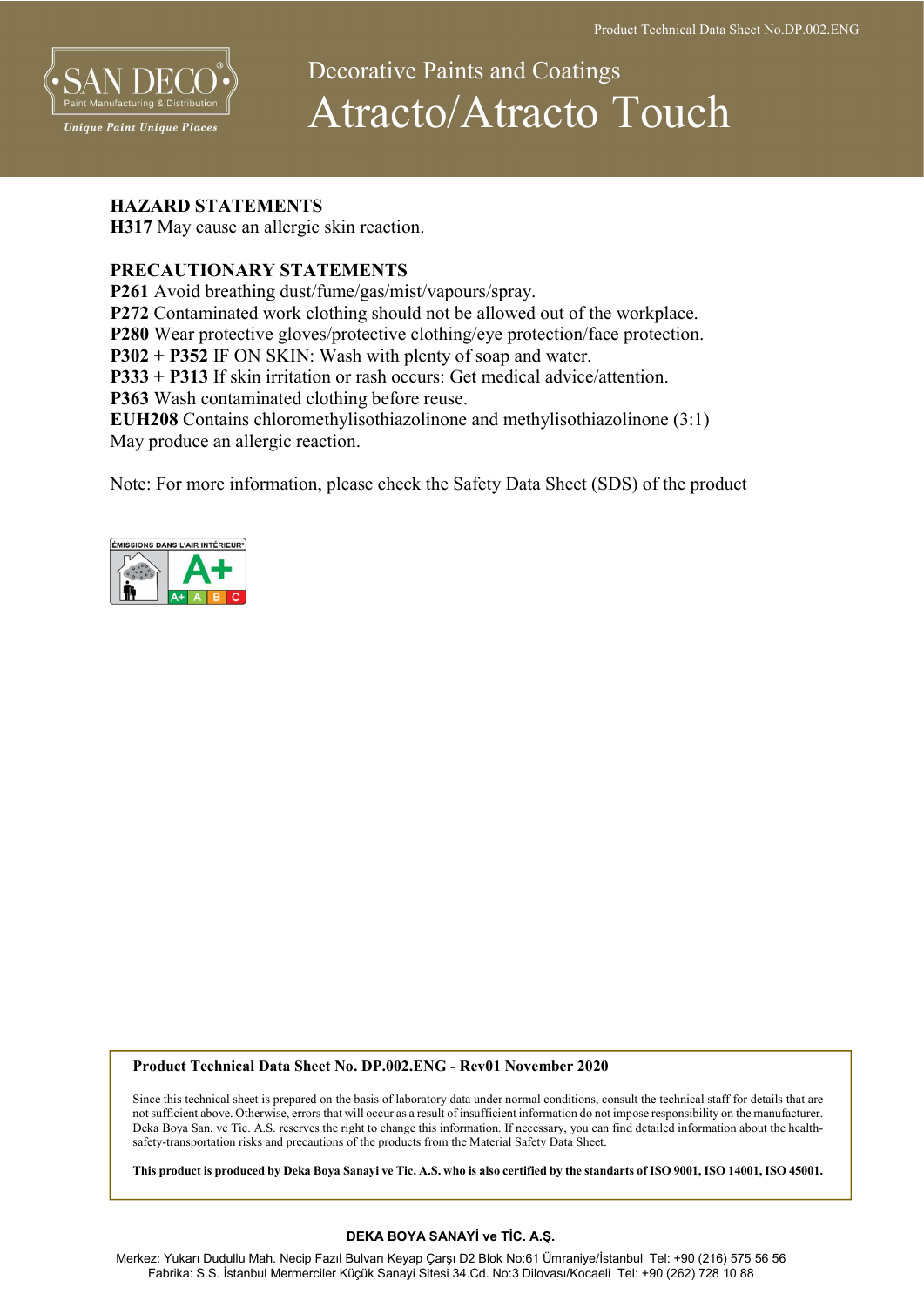## HAZARD STATEMENTS

**H317** May cause an allergic skin reaction.

## PRECAUTIONARY STATEMENTS

**P261** Avoid breathing dust/fume/gas/mist/vapours/spray.
**P272** Contaminated work clothing should not be allowed out of the workplace.
**P280** Wear protective gloves/protective clothing/eye protection/face protection.
**P302 + P352** IF ON SKIN: Wash with plenty of soap and water.
**P333 + P313** If skin irritation or rash occurs: Get medical advice/attention.
**P363** Wash contaminated clothing before reuse.
**EUH208** Contains chloromethylisothiazolinone and methylisothiazolinone (3:1) May produce an allergic reaction.

Note: For more information, please check the Safety Data Sheet (SDS) of the product

ÉMISSIONS DANS L'AIR INTÉRIEUR* A+
A+ A B C

**Product Technical Data Sheet No. DP.002.ENG - Rev01 November 2020**

Since this technical sheet is prepared on the basis of laboratory data under normal conditions, consult the technical staff for details that are not sufficient above. Otherwise, errors that will occur as a result of insufficient information do not impose responsibility on the manufacturer. Deka Boya San. ve Tic. A.S. reserves the right to change this information. If necessary, you can find detailed information about the health-safety-transportation risks and precautions of the products from the Material Safety Data Sheet.

**This product is produced by Deka Boya Sanayi ve Tic. A.S. who is also certified by the standards of ISO 9001, ISO 14001, ISO 45001.**

**DEKA BOYA SANAYİ ve TİC. A.Ş.**

Merkez: Yukarı Dudullu Mah. Necip Fazıl Bulvarı Keyap Çarşı D2 Blok No:61 Ümraniye/İstanbul Tel: +90 (216) 575 56 56
Fabrika: S.S. İstanbul Mermerciler Küçük Sanayi Sitesi 34.Cd. No:3 Dilovası/Kocaeli Tel: +90 (262) 728 10 88